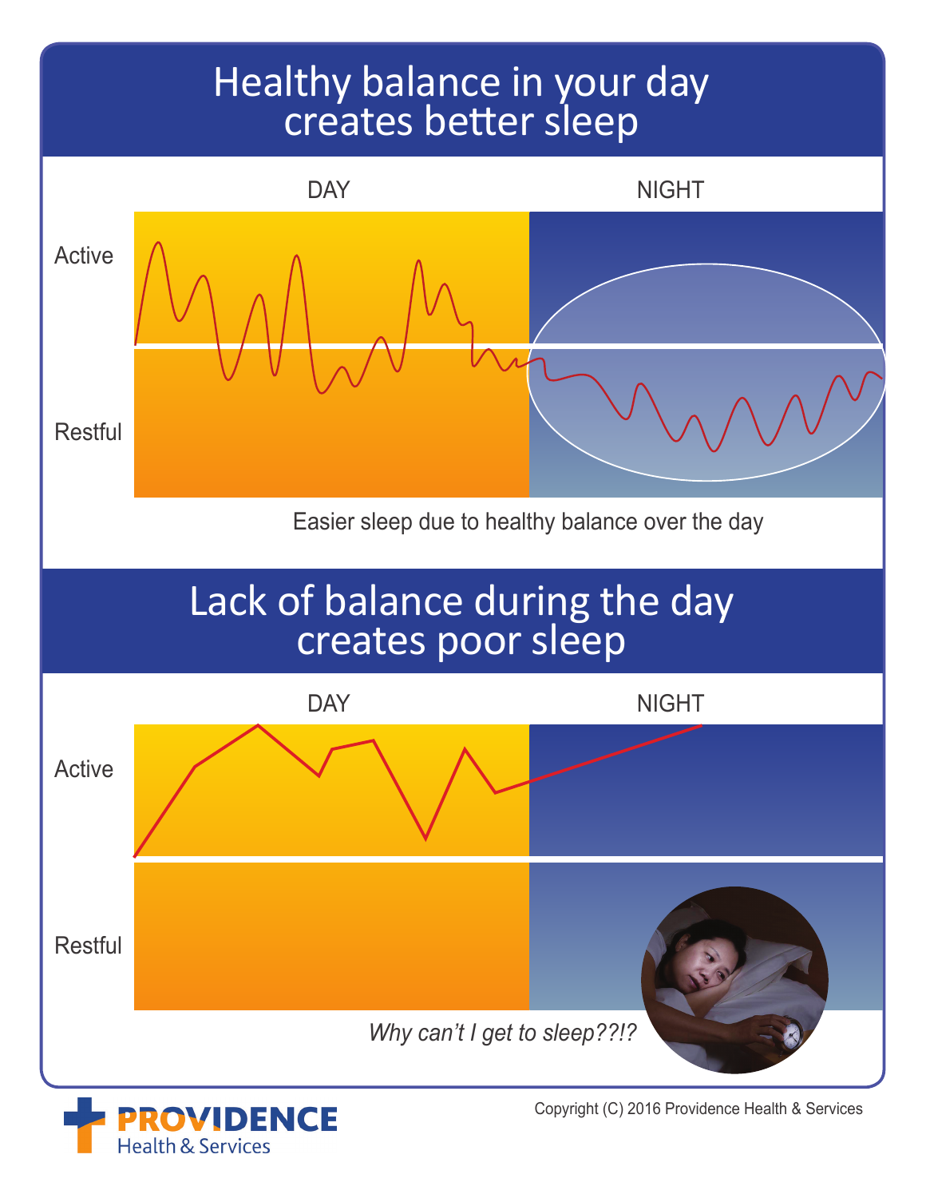# Healthy balance in your day creates better sleep

DAY

NIGHT

Active

Restful

Easier sleep due to healthy balance over the day

# Lack of balance during the day creates poor sleep

DAY

NIGHT

Active

Restful

*Why can't I get to sleep??!?*

PROVIDENCE
Health & Services

Copyright (C) 2016 Providence Health & Services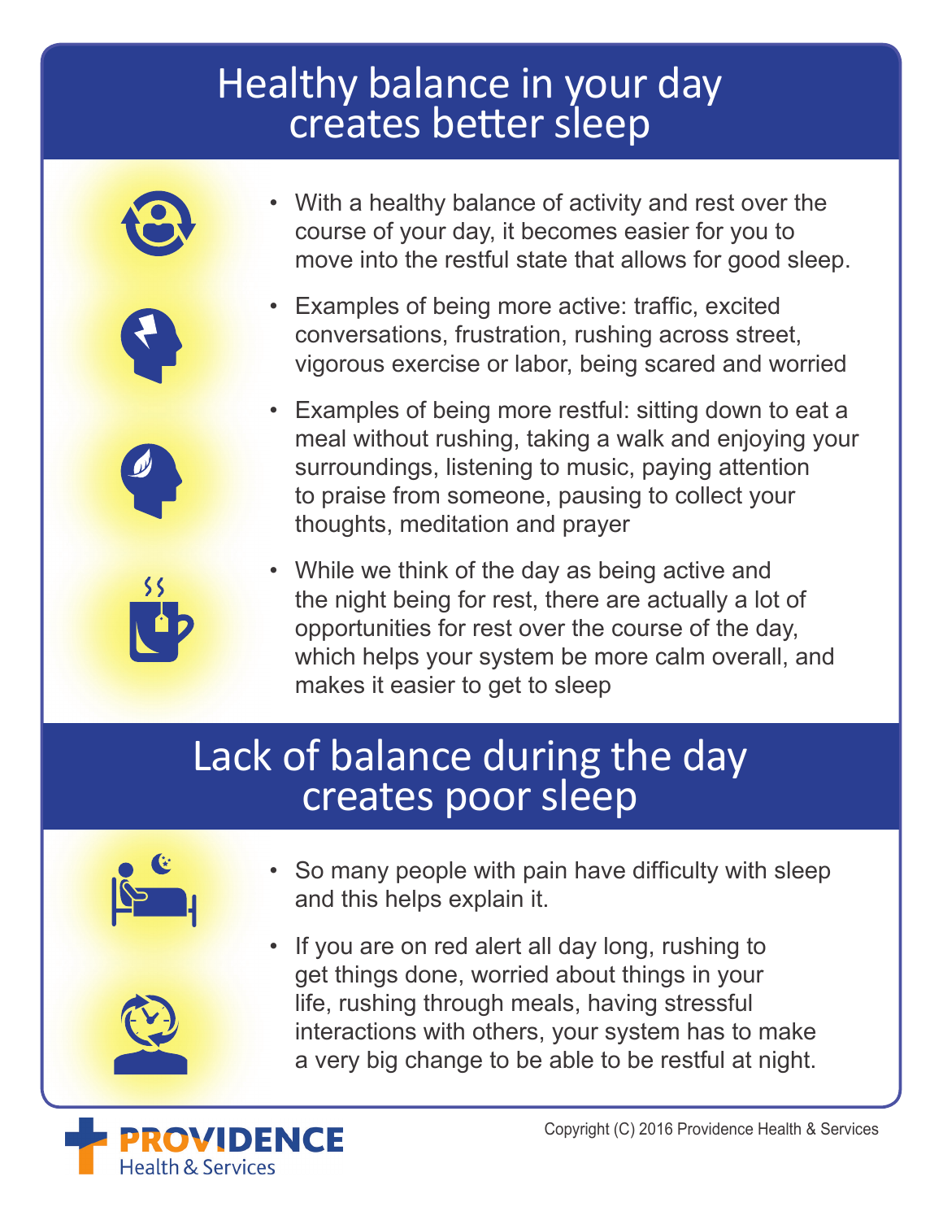# Healthy balance in your day creates better sleep

- With a healthy balance of activity and rest over the course of your day, it becomes easier for you to move into the restful state that allows for good sleep.
- Examples of being more active: traffic, excited conversations, frustration, rushing across street, vigorous exercise or labor, being scared and worried
- Examples of being more restful: sitting down to eat a meal without rushing, taking a walk and enjoying your surroundings, listening to music, paying attention to praise from someone, pausing to collect your thoughts, meditation and prayer
- While we think of the day as being active and the night being for rest, there are actually a lot of opportunities for rest over the course of the day, which helps your system be more calm overall, and makes it easier to get to sleep

# Lack of balance during the day creates poor sleep

- So many people with pain have difficulty with sleep and this helps explain it.
- If you are on red alert all day long, rushing to get things done, worried about things in your life, rushing through meals, having stressful interactions with others, your system has to make a very big change to be able to be restful at night.

PROVIDENCE Health & Services

Copyright (C) 2016 Providence Health & Services